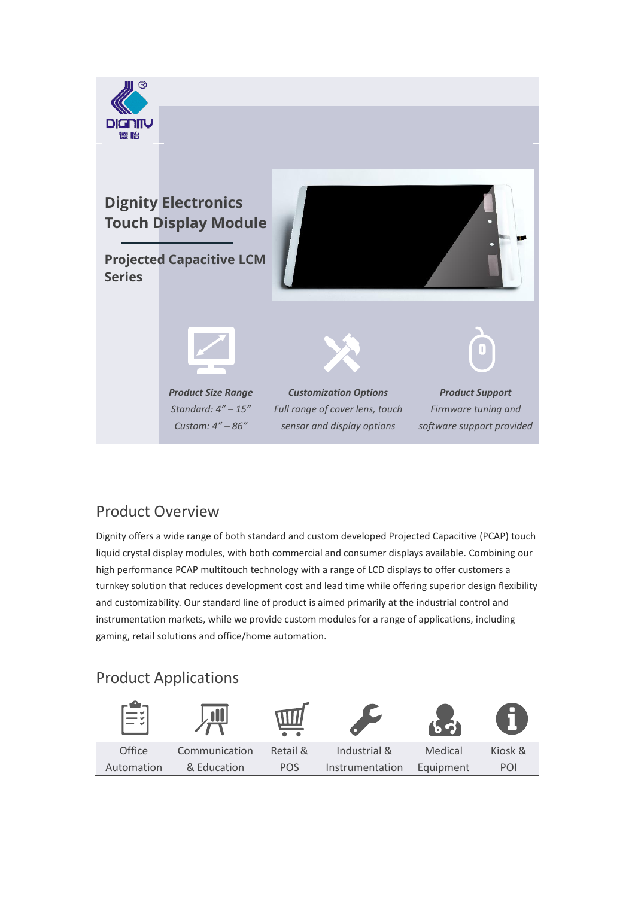# Dignity Electronics Touch Display Module

## Projected Capacitive LCM Series

***Product Size Range***
*Standard: 4" – 15"*
*Custom: 4" – 86"*

***Customization Options***
*Full range of cover lens, touch sensor and display options*

***Product Support***
*Firmware tuning and software support provided*

## Product Overview

Dignity offers a wide range of both standard and custom developed Projected Capacitive (PCAP) touch liquid crystal display modules, with both commercial and consumer displays available. Combining our high performance PCAP multitouch technology with a range of LCD displays to offer customers a turnkey solution that reduces development cost and lead time while offering superior design flexibility and customizability. Our standard line of product is aimed primarily at the industrial control and instrumentation markets, while we provide custom modules for a range of applications, including gaming, retail solutions and office/home automation.

## Product Applications

| Office Automation | Communication & Education | Retail & POS | Industrial & Instrumentation | Medical Equipment | Kiosk & POI |
|---|---|---|---|---|---|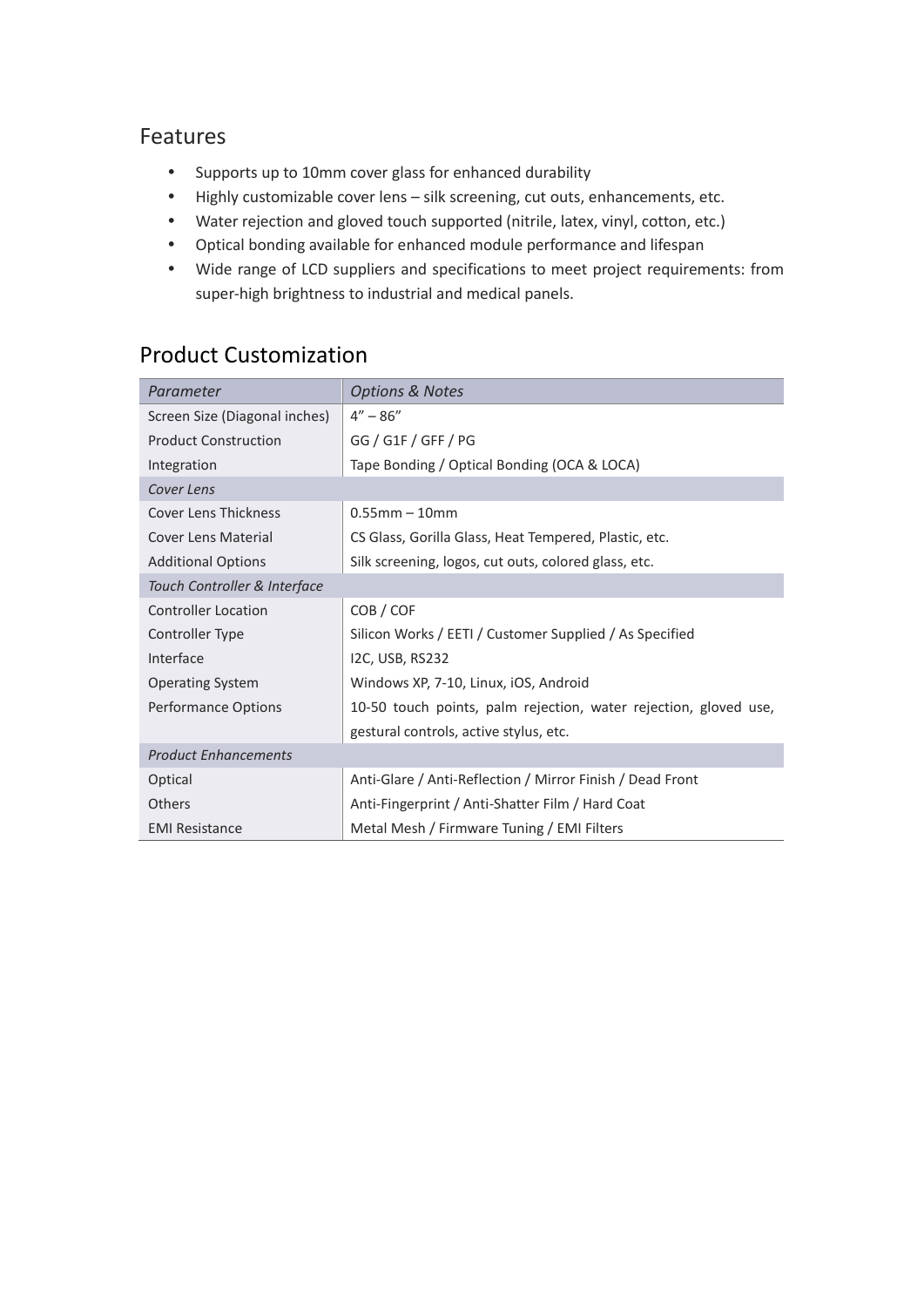## Features

- Supports up to 10mm cover glass for enhanced durability
- Highly customizable cover lens – silk screening, cut outs, enhancements, etc.
- Water rejection and gloved touch supported (nitrile, latex, vinyl, cotton, etc.)
- Optical bonding available for enhanced module performance and lifespan
- Wide range of LCD suppliers and specifications to meet project requirements: from super-high brightness to industrial and medical panels.

## Product Customization

| *Parameter* | *Options & Notes* |
|---|---|
| Screen Size (Diagonal inches) | 4" – 86" |
| Product Construction | GG / G1F / GFF / PG |
| Integration | Tape Bonding / Optical Bonding (OCA & LOCA) |
| *Cover Lens* | |
| Cover Lens Thickness | 0.55mm – 10mm |
| Cover Lens Material | CS Glass, Gorilla Glass, Heat Tempered, Plastic, etc. |
| Additional Options | Silk screening, logos, cut outs, colored glass, etc. |
| *Touch Controller & Interface* | |
| Controller Location | COB / COF |
| Controller Type | Silicon Works / EETI / Customer Supplied / As Specified |
| Interface | I2C, USB, RS232 |
| Operating System | Windows XP, 7-10, Linux, iOS, Android |
| Performance Options | 10-50 touch points, palm rejection, water rejection, gloved use, gestural controls, active stylus, etc. |
| *Product Enhancements* | |
| Optical | Anti-Glare / Anti-Reflection / Mirror Finish / Dead Front |
| Others | Anti-Fingerprint / Anti-Shatter Film / Hard Coat |
| EMI Resistance | Metal Mesh / Firmware Tuning / EMI Filters |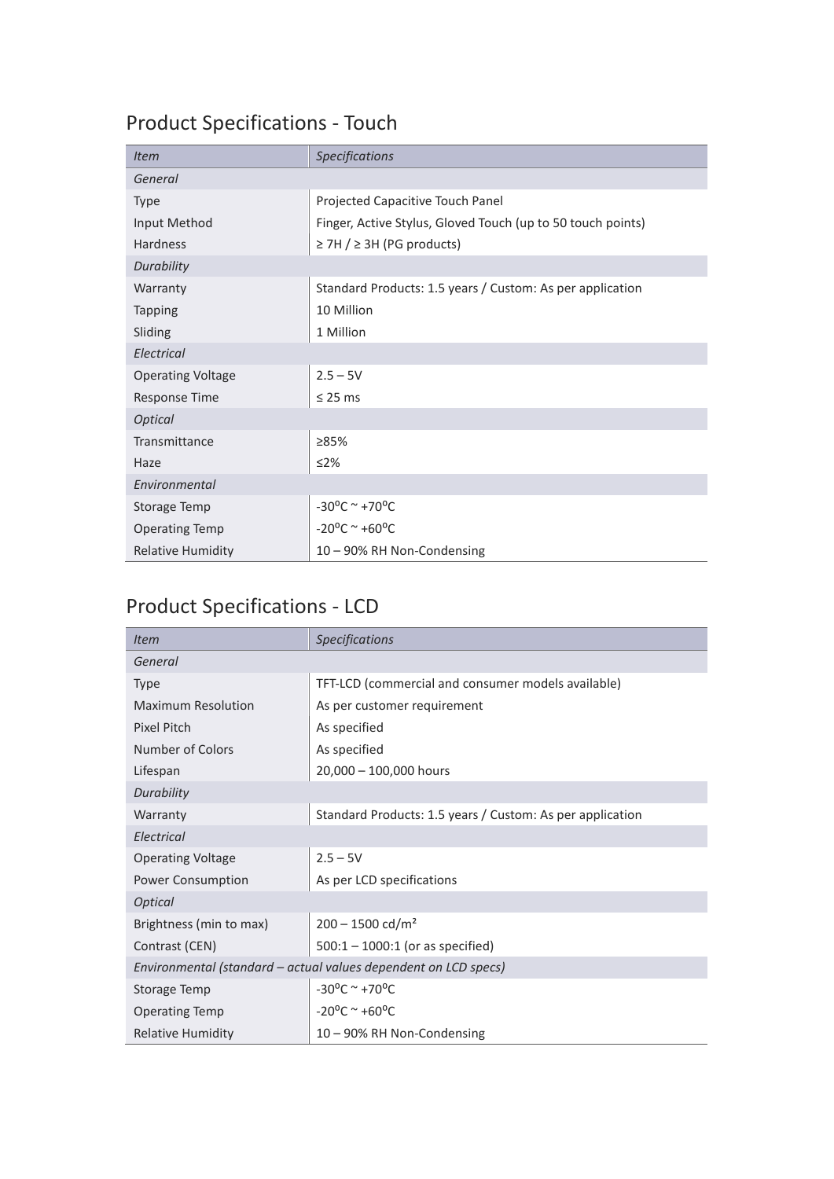## Product Specifications - Touch

| *Item* | *Specifications* |
|---|---|
| *General* | |
| Type | Projected Capacitive Touch Panel |
| Input Method | Finger, Active Stylus, Gloved Touch (up to 50 touch points) |
| Hardness | ≥ 7H / ≥ 3H (PG products) |
| *Durability* | |
| Warranty | Standard Products: 1.5 years / Custom: As per application |
| Tapping | 10 Million |
| Sliding | 1 Million |
| *Electrical* | |
| Operating Voltage | 2.5 – 5V |
| Response Time | ≤ 25 ms |
| *Optical* | |
| Transmittance | ≥85% |
| Haze | ≤2% |
| *Environmental* | |
| Storage Temp | -30ºC ~ +70ºC |
| Operating Temp | -20ºC ~ +60ºC |
| Relative Humidity | 10 – 90% RH Non-Condensing |

## Product Specifications - LCD

| *Item* | *Specifications* |
|---|---|
| *General* | |
| Type | TFT-LCD (commercial and consumer models available) |
| Maximum Resolution | As per customer requirement |
| Pixel Pitch | As specified |
| Number of Colors | As specified |
| Lifespan | 20,000 – 100,000 hours |
| *Durability* | |
| Warranty | Standard Products: 1.5 years / Custom: As per application |
| *Electrical* | |
| Operating Voltage | 2.5 – 5V |
| Power Consumption | As per LCD specifications |
| *Optical* | |
| Brightness (min to max) | 200 – 1500 cd/m² |
| Contrast (CEN) | 500:1 – 1000:1 (or as specified) |
| *Environmental (standard – actual values dependent on LCD specs)* | |
| Storage Temp | -30ºC ~ +70ºC |
| Operating Temp | -20ºC ~ +60ºC |
| Relative Humidity | 10 – 90% RH Non-Condensing |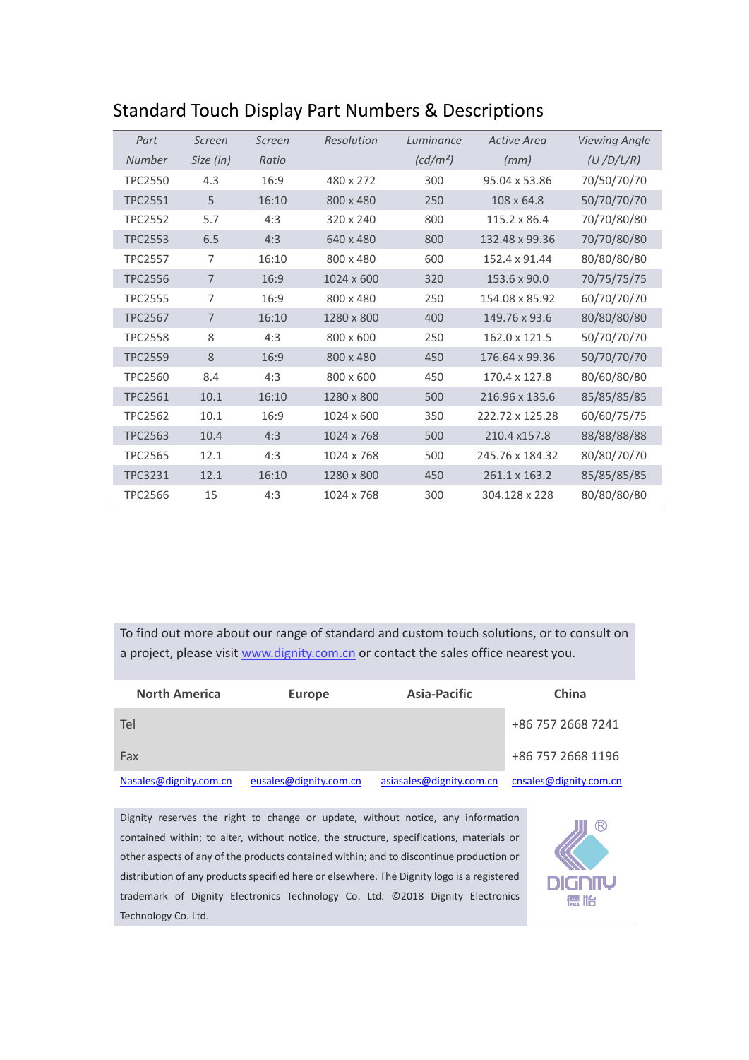## Standard Touch Display Part Numbers & Descriptions

| *Part Number* | *Screen Size (in)* | *Screen Ratio* | *Resolution* | *Luminance (cd/m²)* | *Active Area (mm)* | *Viewing Angle (U /D/L/R)* |
|---|---|---|---|---|---|---|
| TPC2550 | 4.3 | 16:9 | 480 x 272 | 300 | 95.04 x 53.86 | 70/50/70/70 |
| TPC2551 | 5 | 16:10 | 800 x 480 | 250 | 108 x 64.8 | 50/70/70/70 |
| TPC2552 | 5.7 | 4:3 | 320 x 240 | 800 | 115.2 x 86.4 | 70/70/80/80 |
| TPC2553 | 6.5 | 4:3 | 640 x 480 | 800 | 132.48 x 99.36 | 70/70/80/80 |
| TPC2557 | 7 | 16:10 | 800 x 480 | 600 | 152.4 x 91.44 | 80/80/80/80 |
| TPC2556 | 7 | 16:9 | 1024 x 600 | 320 | 153.6 x 90.0 | 70/75/75/75 |
| TPC2555 | 7 | 16:9 | 800 x 480 | 250 | 154.08 x 85.92 | 60/70/70/70 |
| TPC2567 | 7 | 16:10 | 1280 x 800 | 400 | 149.76 x 93.6 | 80/80/80/80 |
| TPC2558 | 8 | 4:3 | 800 x 600 | 250 | 162.0 x 121.5 | 50/70/70/70 |
| TPC2559 | 8 | 16:9 | 800 x 480 | 450 | 176.64 x 99.36 | 50/70/70/70 |
| TPC2560 | 8.4 | 4:3 | 800 x 600 | 450 | 170.4 x 127.8 | 80/60/80/80 |
| TPC2561 | 10.1 | 16:10 | 1280 x 800 | 500 | 216.96 x 135.6 | 85/85/85/85 |
| TPC2562 | 10.1 | 16:9 | 1024 x 600 | 350 | 222.72 x 125.28 | 60/60/75/75 |
| TPC2563 | 10.4 | 4:3 | 1024 x 768 | 500 | 210.4 x157.8 | 88/88/88/88 |
| TPC2565 | 12.1 | 4:3 | 1024 x 768 | 500 | 245.76 x 184.32 | 80/80/70/70 |
| TPC3231 | 12.1 | 16:10 | 1280 x 800 | 450 | 261.1 x 163.2 | 85/85/85/85 |
| TPC2566 | 15 | 4:3 | 1024 x 768 | 300 | 304.128 x 228 | 80/80/80/80 |

To find out more about our range of standard and custom touch solutions, or to consult on a project, please visit www.dignity.com.cn or contact the sales office nearest you.

| | North America | Europe | Asia-Pacific | China |
|---|---|---|---|---|
| Tel | | | | +86 757 2668 7241 |
| Fax | | | | +86 757 2668 1196 |
| | Nasales@dignity.com.cn | eusales@dignity.com.cn | asiasales@dignity.com.cn | cnsales@dignity.com.cn |

Dignity reserves the right to change or update, without notice, any information contained within; to alter, without notice, the structure, specifications, materials or other aspects of any of the products contained within; and to discontinue production or distribution of any products specified here or elsewhere. The Dignity logo is a registered trademark of Dignity Electronics Technology Co. Ltd. ©2018 Dignity Electronics Technology Co. Ltd.

DIGNITY®
德怡